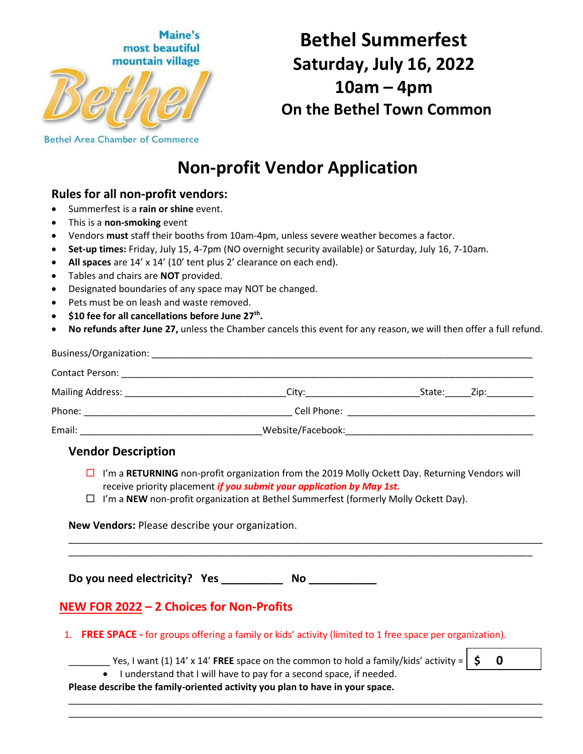Maine's most beautiful mountain village

Bethel

Bethel Area Chamber of Commerce

# Bethel Summerfest
## Saturday, July 16, 2022
## 10am – 4pm
## On the Bethel Town Common

# Non-profit Vendor Application

### Rules for all non-profit vendors:

- Summerfest is a **rain or shine** event.
- This is a **non-smoking** event
- Vendors **must** staff their booths from 10am-4pm, unless severe weather becomes a factor.
- **Set-up times:** Friday, July 15, 4-7pm (NO overnight security available) or Saturday, July 16, 7-10am.
- **All spaces** are 14' x 14' (10' tent plus 2' clearance on each end).
- Tables and chairs are **NOT** provided.
- Designated boundaries of any space may NOT be changed.
- Pets must be on leash and waste removed.
- **$10 fee for all cancellations before June 27th.**
- **No refunds after June 27,** unless the Chamber cancels this event for any reason, we will then offer a full refund.

Business/Organization: ____________________________________________

Contact Person: ____________________________________________

Mailing Address: ______________________ City: ________________ State: _____ Zip: _________

Phone: ______________________________ Cell Phone: ______________________________

Email: ______________________________ Website/Facebook: ______________________________

### Vendor Description

☐ I'm a **RETURNING** non-profit organization from the 2019 Molly Ockett Day. Returning Vendors will receive priority placement ***if you submit your application by May 1st.***

☐ I'm a **NEW** non-profit organization at Bethel Summerfest (formerly Molly Ockett Day).

**New Vendors:** Please describe your organization.

____________________________________________________________________________

____________________________________________________________________________

**Do you need electricity? Yes __________ No ___________**

### NEW FOR 2022 – 2 Choices for Non-Profits

1. **FREE SPACE -** for groups offering a family or kids' activity (limited to 1 free space per organization).

________ Yes, I want (1) 14' x 14' **FREE** space on the common to hold a family/kids' activity = **$ 0**

- I understand that I will have to pay for a second space, if needed.

**Please describe the family-oriented activity you plan to have in your space.**

____________________________________________________________________________

____________________________________________________________________________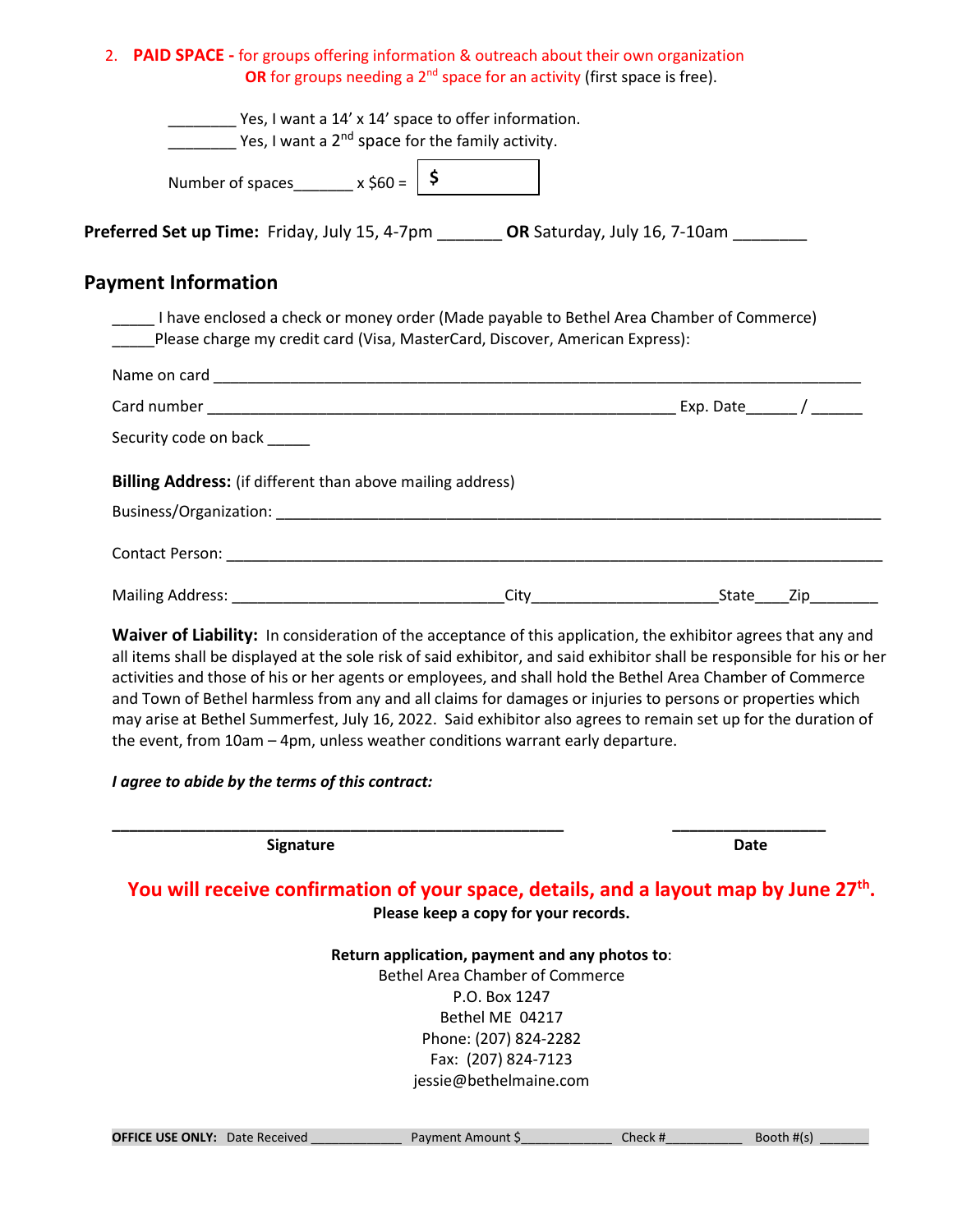2. **PAID SPACE -** for groups offering information & outreach about their own organization
**OR** for groups needing a 2nd space for an activity (first space is free).

________ Yes, I want a 14' x 14' space to offer information.
________ Yes, I want a 2nd space for the family activity.

Number of spaces_______ x $60 = | $ |

**Preferred Set up Time:** Friday, July 15, 4-7pm _______ **OR** Saturday, July 16, 7-10am ________

## Payment Information

_____ I have enclosed a check or money order (Made payable to Bethel Area Chamber of Commerce)
_____Please charge my credit card (Visa, MasterCard, Discover, American Express):

Name on card ________________________________________________________________________

Card number ___________________________________________________ Exp. Date______ / ______

Security code on back _____

**Billing Address:** (if different than above mailing address)

Business/Organization: _____________________________________________________________________

Contact Person: ___________________________________________________________________________

Mailing Address: ______________________________City_____________________State____Zip________

**Waiver of Liability:** In consideration of the acceptance of this application, the exhibitor agrees that any and all items shall be displayed at the sole risk of said exhibitor, and said exhibitor shall be responsible for his or her activities and those of his or her agents or employees, and shall hold the Bethel Area Chamber of Commerce and Town of Bethel harmless from any and all claims for damages or injuries to persons or properties which may arise at Bethel Summerfest, July 16, 2022. Said exhibitor also agrees to remain set up for the duration of the event, from 10am – 4pm, unless weather conditions warrant early departure.

***I agree to abide by the terms of this contract:***

__________________________________________________ &nbsp;&nbsp;&nbsp;&nbsp; _________________
**Signature** &nbsp;&nbsp;&nbsp;&nbsp; **Date**

**You will receive confirmation of your space, details, and a layout map by June 27th.**

**Please keep a copy for your records.**

**Return application, payment and any photos to**:
Bethel Area Chamber of Commerce
P.O. Box 1247
Bethel ME 04217
Phone: (207) 824-2282
Fax: (207) 824-7123
jessie@bethelmaine.com

**OFFICE USE ONLY:** Date Received ____________ Payment Amount $____________ Check #__________ Booth #(s) _______